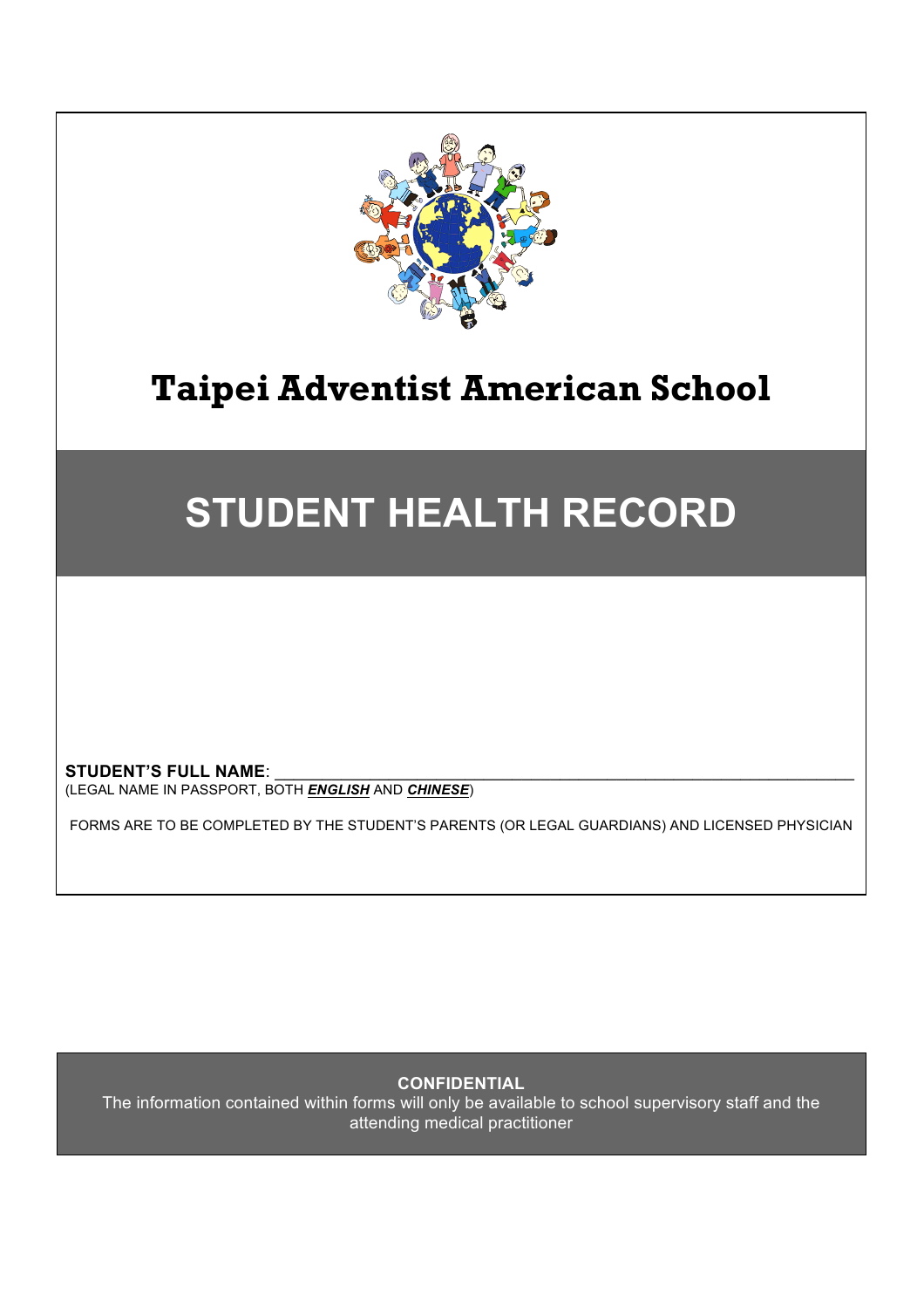# Taipei Adventist American School

# STUDENT HEALTH RECORD

**STUDENT'S FULL NAME**: ______________________________________________________________
(LEGAL NAME IN PASSPORT, BOTH ***ENGLISH*** AND ***CHINESE***)

FORMS ARE TO BE COMPLETED BY THE STUDENT'S PARENTS (OR LEGAL GUARDIANS) AND LICENSED PHYSICIAN

**CONFIDENTIAL**

The information contained within forms will only be available to school supervisory staff and the attending medical practitioner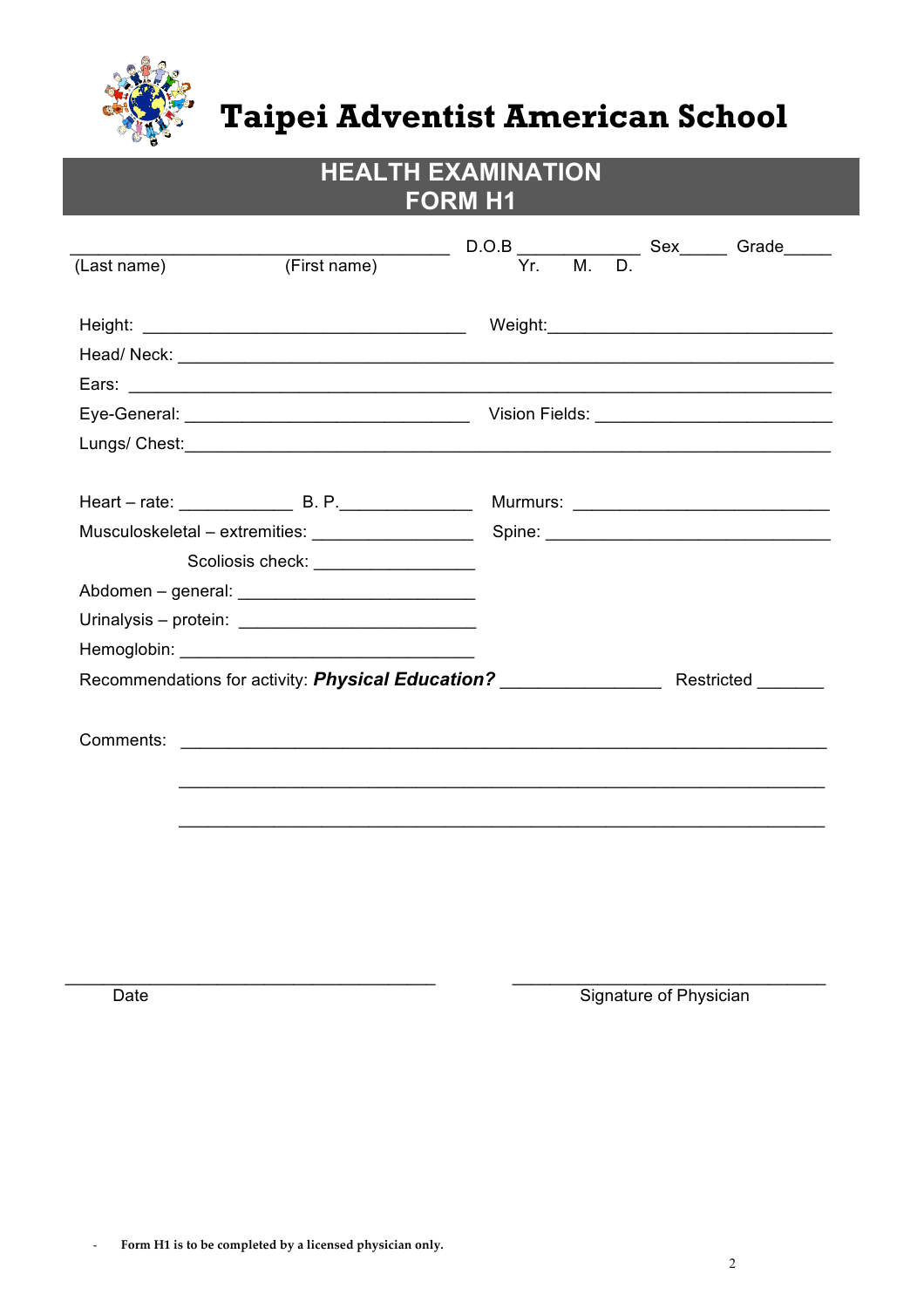# Taipei Adventist American School

## HEALTH EXAMINATION
## FORM H1

_______________________________________ D.O.B ____________ Sex_____ Grade_____
(Last name) (First name) Yr. M. D.

Height: ______________________________ Weight: ______________________________

Head/ Neck: ______________________________________________________________

Ears: ___________________________________________________________________

Eye-General: ____________________________ Vision Fields: _________________________

Lungs/ Chest: _____________________________________________________________

Heart – rate: ___________ B. P. _____________ Murmurs: ___________________________

Musculoskeletal – extremities: ________________ Spine: ______________________________

Scoliosis check: ________________

Abdomen – general: _________________________

Urinalysis – protein: _________________________

Hemoglobin: ______________________________

Recommendations for activity: ***Physical Education?*** ________________ Restricted _______

Comments: _______________________________________________________________

_______________________________________________________________

_______________________________________________________________

_______________________________________ _______________________________
Date Signature of Physician

- **Form H1 is to be completed by a licensed physician only.**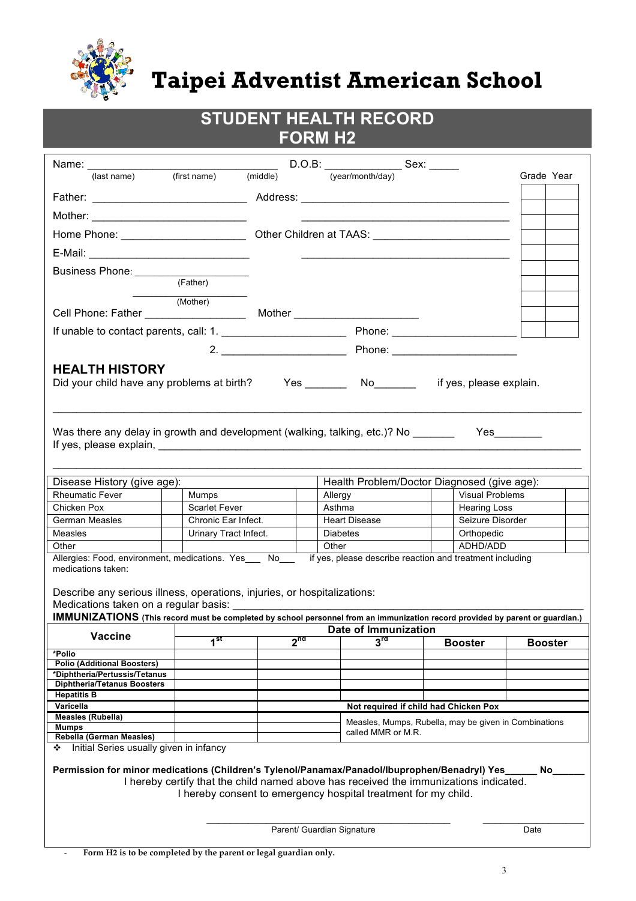# Taipei Adventist American School

## STUDENT HEALTH RECORD
## FORM H2

Name: ________________________________ D.O.B: _____________ Sex: _____
(last name) (first name) (middle) (year/month/day)

| Grade | Year |
|---|---|
| | |
| | |
| | |
| | |
| | |
| | |
| | |
| | |
| | |
| | |

Father: ___________________________ Address: ____________________________________

Mother: ___________________________ ____________________________________

Home Phone: _____________________ Other Children at TAAS: _______________________

E-Mail: ___________________________ ____________________________________

Business Phone: _________________
(Father)

_________________
(Mother)

Cell Phone: Father _________________ Mother _____________________

If unable to contact parents, call: 1. _____________________ Phone: _____________________

2. _____________________ Phone: _____________________

## HEALTH HISTORY

Did your child have any problems at birth? Yes _______ No_______ if yes, please explain.

_____________________________________________________________________________________

Was there any delay in growth and development (walking, talking, etc.)? No _______ Yes________
If yes, please explain, ______________________________________________________________

_____________________________________________________________________________________

| Disease History (give age): | | | | Health Problem/Doctor Diagnosed (give age): | | | |
|---|---|---|---|---|---|---|---|
| Rheumatic Fever | | Mumps | | Allergy | | Visual Problems | |
| Chicken Pox | | Scarlet Fever | | Asthma | | Hearing Loss | |
| German Measles | | Chronic Ear Infect. | | Heart Disease | | Seizure Disorder | |
| Measles | | Urinary Tract Infect. | | Diabetes | | Orthopedic | |
| Other | | | | Other | | ADHD/ADD | |

Allergies: Food, environment, medications. Yes___ No___ if yes, please describe reaction and treatment including medications taken:

Describe any serious illness, operations, injuries, or hospitalizations:
Medications taken on a regular basis: ______________________________________________________

**IMMUNIZATIONS** **(This record must be completed by school personnel from an immunization record provided by parent or guardian.)**

| Vaccine | Date of Immunization | | | | |
|---|---|---|---|---|---|
| | 1st | 2nd | 3rd | Booster | Booster |
| *Polio | | | | | |
| Polio (Additional Boosters) | | | | | |
| *Diphtheria/Pertussis/Tetanus | | | | | |
| Diphtheria/Tetanus Boosters | | | | | |
| Hepatitis B | | | | | |
| Varicella | | Not required if child had Chicken Pox | | | |
| Measles (Rubella) | | | Measles, Mumps, Rubella, may be given in Combinations called MMR or M.R. | | |
| Mumps | | | | | |
| Rebella (German Measles) | | | | | |

❖ Initial Series usually given in infancy

**Permission for minor medications (Children's Tylenol/Panamax/Panadol/Ibuprophen/Benadryl) Yes______ No______**

I hereby certify that the child named above has received the immunizations indicated.
I hereby consent to emergency hospital treatment for my child.

_________________________________________ ___________________
Parent/ Guardian Signature Date

- **Form H2 is to be completed by the parent or legal guardian only.**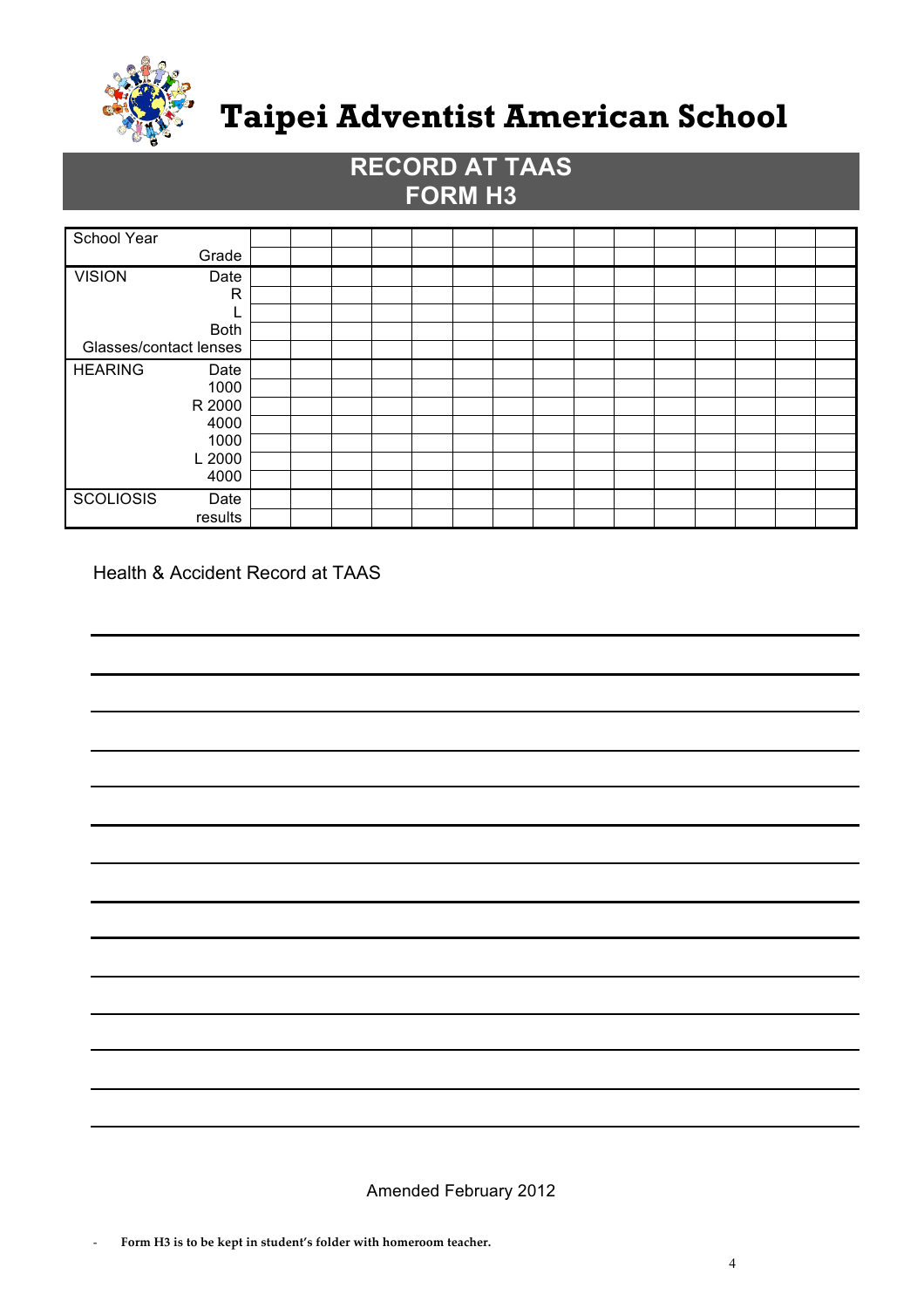# Taipei Adventist American School

## RECORD AT TAAS
## FORM H3

| | | | | | | | | | | | | | | | |
|---|---|---|---|---|---|---|---|---|---|---|---|---|---|---|---|
| School Year | | | | | | | | | | | | | | | |
| Grade | | | | | | | | | | | | | | | |
| VISION Date | | | | | | | | | | | | | | | |
| R | | | | | | | | | | | | | | | |
| L | | | | | | | | | | | | | | | |
| Both | | | | | | | | | | | | | | | |
| Glasses/contact lenses | | | | | | | | | | | | | | | |
| HEARING Date | | | | | | | | | | | | | | | |
| 1000 | | | | | | | | | | | | | | | |
| R 2000 | | | | | | | | | | | | | | | |
| 4000 | | | | | | | | | | | | | | | |
| 1000 | | | | | | | | | | | | | | | |
| L 2000 | | | | | | | | | | | | | | | |
| 4000 | | | | | | | | | | | | | | | |
| SCOLIOSIS Date | | | | | | | | | | | | | | | |
| results | | | | | | | | | | | | | | | |

Health & Accident Record at TAAS

Amended February 2012

- **Form H3 is to be kept in student's folder with homeroom teacher.**